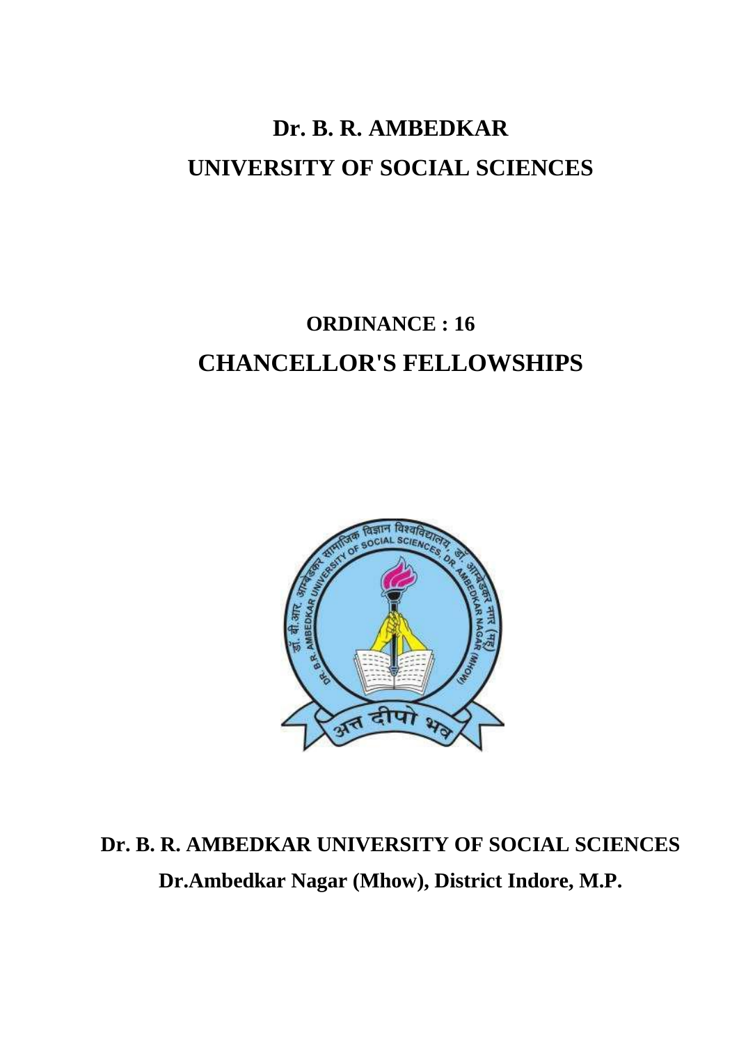# Dr. B. R. AMBEDKAR UNIVERSITY OF SOCIAL SCIENCES

## ORDINANCE : 16

## CHANCELLOR'S FELLOWSHIPS

**Dr. B. R. AMBEDKAR UNIVERSITY OF SOCIAL SCIENCES**

**Dr.Ambedkar Nagar (Mhow), District Indore, M.P.**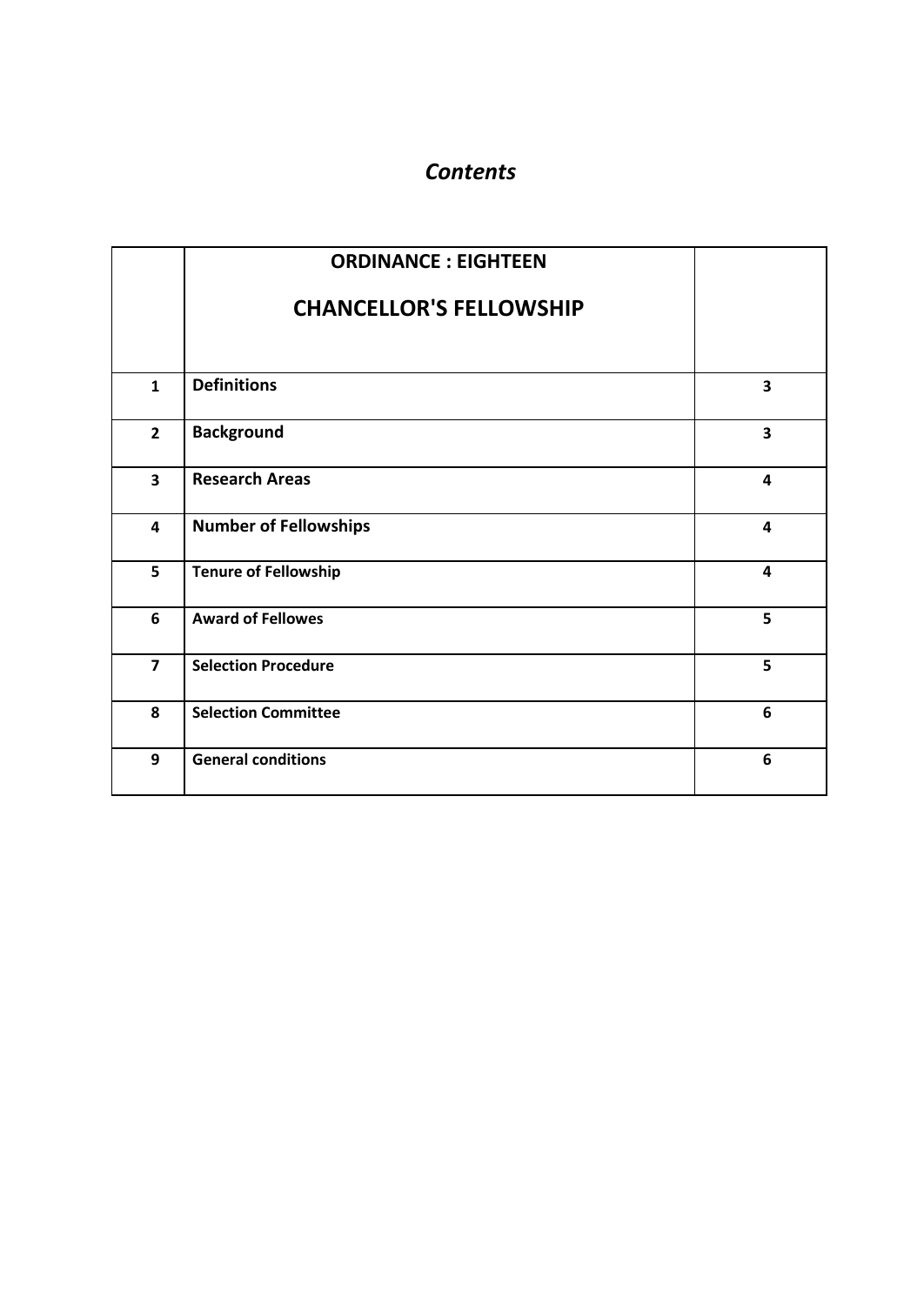# *Contents*

| | ORDINANCE : EIGHTEEN<br><br>CHANCELLOR'S FELLOWSHIP | |
|---|---|---|
| 1 | **Definitions** | 3 |
| 2 | **Background** | 3 |
| 3 | **Research Areas** | 4 |
| 4 | **Number of Fellowships** | 4 |
| 5 | **Tenure of Fellowship** | 4 |
| 6 | **Award of Fellowes** | 5 |
| 7 | **Selection Procedure** | 5 |
| 8 | **Selection Committee** | 6 |
| 9 | **General conditions** | 6 |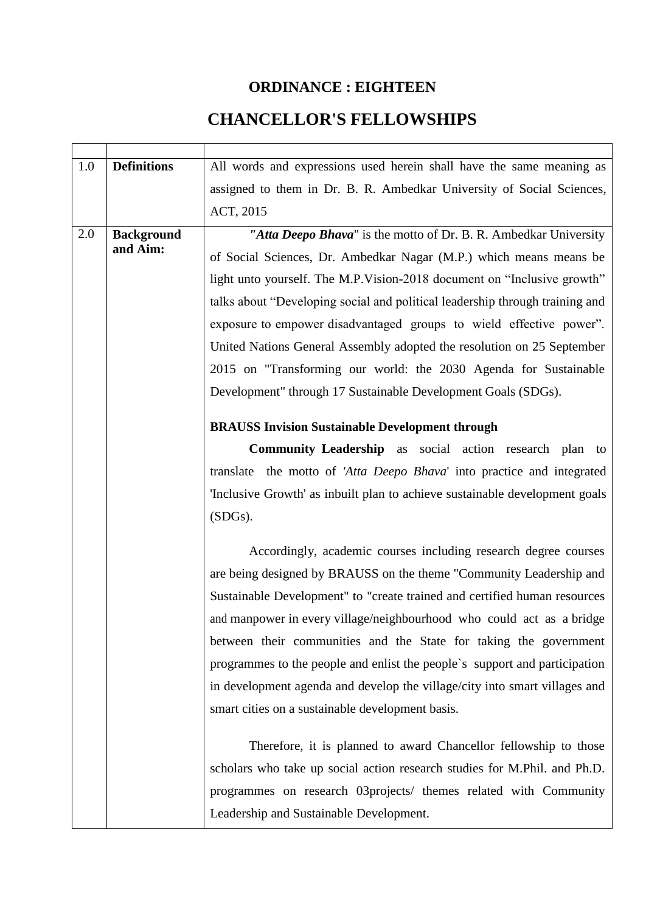# ORDINANCE : EIGHTEEN

# CHANCELLOR'S FELLOWSHIPS

| | | |
|---|---|---|
| 1.0 | **Definitions** | All words and expressions used herein shall have the same meaning as assigned to them in Dr. B. R. Ambedkar University of Social Sciences, ACT, 2015 |
| 2.0 | **Background and Aim:** | ***"Atta Deepo Bhava*"** is the motto of Dr. B. R. Ambedkar University of Social Sciences, Dr. Ambedkar Nagar (M.P.) which means means be light unto yourself. The M.P.Vision-2018 document on "Inclusive growth" talks about "Developing social and political leadership through training and exposure to empower disadvantaged groups to wield effective power". United Nations General Assembly adopted the resolution on 25 September 2015 on "Transforming our world: the 2030 Agenda for Sustainable Development" through 17 Sustainable Development Goals (SDGs).<br><br>**BRAUSS Invision Sustainable Development through Community Leadership** as social action research plan to translate the motto of '*Atta Deepo Bhava*' into practice and integrated 'Inclusive Growth' as inbuilt plan to achieve sustainable development goals (SDGs).<br><br>Accordingly, academic courses including research degree courses are being designed by BRAUSS on the theme "Community Leadership and Sustainable Development" to "create trained and certified human resources and manpower in every village/neighbourhood who could act as a bridge between their communities and the State for taking the government programmes to the people and enlist the people`s support and participation in development agenda and develop the village/city into smart villages and smart cities on a sustainable development basis.<br><br>Therefore, it is planned to award Chancellor fellowship to those scholars who take up social action research studies for M.Phil. and Ph.D. programmes on research 03projects/ themes related with Community Leadership and Sustainable Development. |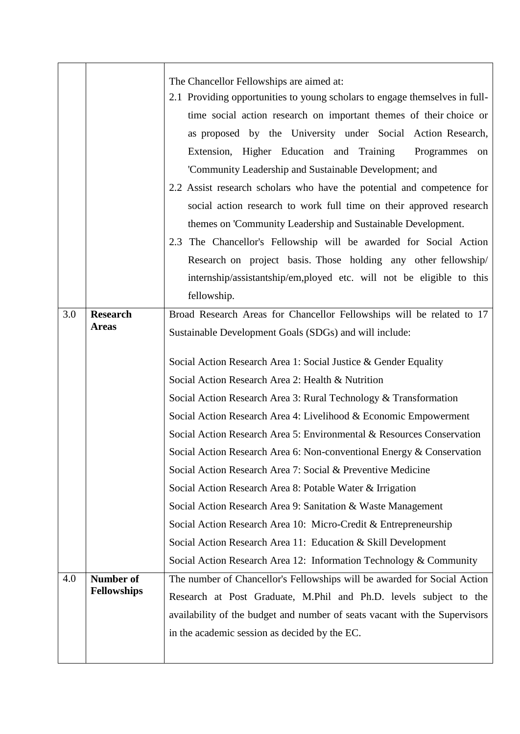|  |  |  |
|---|---|---|
|  |  | The Chancellor Fellowships are aimed at:<br>2.1 Providing opportunities to young scholars to engage themselves in full-time social action research on important themes of their choice or as proposed by the University under Social Action Research, Extension, Higher Education and Training Programmes on 'Community Leadership and Sustainable Development; and<br>2.2 Assist research scholars who have the potential and competence for social action research to work full time on their approved research themes on 'Community Leadership and Sustainable Development.<br>2.3 The Chancellor's Fellowship will be awarded for Social Action Research on project basis. Those holding any other fellowship/ internship/assistantship/em,ployed etc. will not be eligible to this fellowship. |
| 3.0 | **Research Areas** | Broad Research Areas for Chancellor Fellowships will be related to 17 Sustainable Development Goals (SDGs) and will include:<br><br>Social Action Research Area 1: Social Justice & Gender Equality<br>Social Action Research Area 2: Health & Nutrition<br>Social Action Research Area 3: Rural Technology & Transformation<br>Social Action Research Area 4: Livelihood & Economic Empowerment<br>Social Action Research Area 5: Environmental & Resources Conservation<br>Social Action Research Area 6: Non-conventional Energy & Conservation<br>Social Action Research Area 7: Social & Preventive Medicine<br>Social Action Research Area 8: Potable Water & Irrigation<br>Social Action Research Area 9: Sanitation & Waste Management<br>Social Action Research Area 10: Micro-Credit & Entrepreneurship<br>Social Action Research Area 11: Education & Skill Development<br>Social Action Research Area 12: Information Technology & Community |
| 4.0 | **Number of Fellowships** | The number of Chancellor's Fellowships will be awarded for Social Action Research at Post Graduate, M.Phil and Ph.D. levels subject to the availability of the budget and number of seats vacant with the Supervisors in the academic session as decided by the EC. |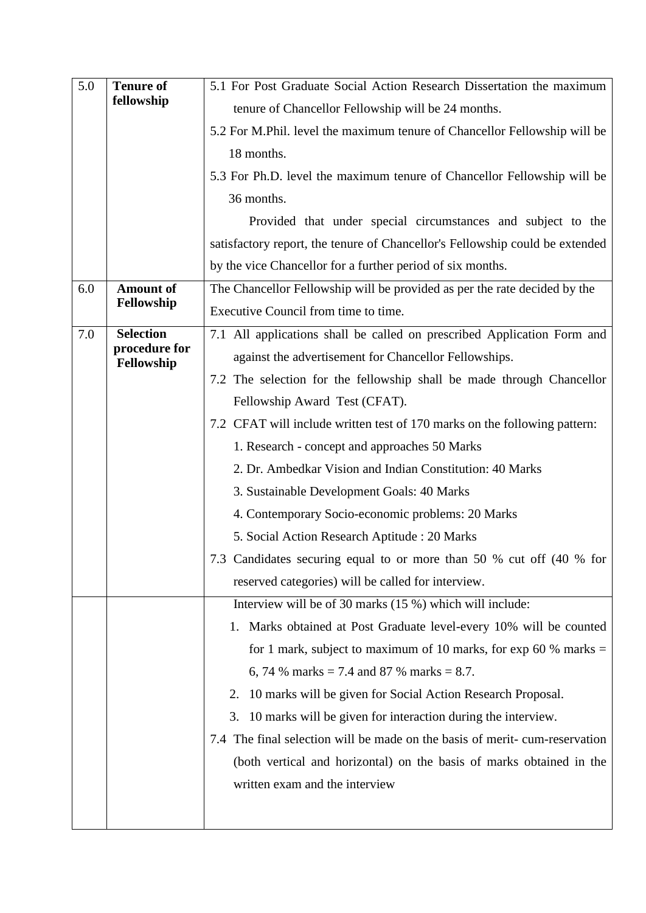| 5.0 | **Tenure of fellowship** | 5.1 For Post Graduate Social Action Research Dissertation the maximum tenure of Chancellor Fellowship will be 24 months.<br>5.2 For M.Phil. level the maximum tenure of Chancellor Fellowship will be 18 months.<br>5.3 For Ph.D. level the maximum tenure of Chancellor Fellowship will be 36 months.<br>Provided that under special circumstances and subject to the satisfactory report, the tenure of Chancellor's Fellowship could be extended by the vice Chancellor for a further period of six months. |
|---|---|---|
| 6.0 | **Amount of Fellowship** | The Chancellor Fellowship will be provided as per the rate decided by the Executive Council from time to time. |
| 7.0 | **Selection procedure for Fellowship** | 7.1 All applications shall be called on prescribed Application Form and against the advertisement for Chancellor Fellowships.<br>7.2 The selection for the fellowship shall be made through Chancellor Fellowship Award Test (CFAT).<br>7.2 CFAT will include written test of 170 marks on the following pattern:<br>1. Research - concept and approaches 50 Marks<br>2. Dr. Ambedkar Vision and Indian Constitution: 40 Marks<br>3. Sustainable Development Goals: 40 Marks<br>4. Contemporary Socio-economic problems: 20 Marks<br>5. Social Action Research Aptitude : 20 Marks<br>7.3 Candidates securing equal to or more than 50 % cut off (40 % for reserved categories) will be called for interview. |
| | | Interview will be of 30 marks (15 %) which will include:<br>1. Marks obtained at Post Graduate level-every 10% will be counted for 1 mark, subject to maximum of 10 marks, for exp 60 % marks = 6, 74 % marks = 7.4 and 87 % marks = 8.7.<br>2. 10 marks will be given for Social Action Research Proposal.<br>3. 10 marks will be given for interaction during the interview.<br>7.4 The final selection will be made on the basis of merit- cum-reservation (both vertical and horizontal) on the basis of marks obtained in the written exam and the interview |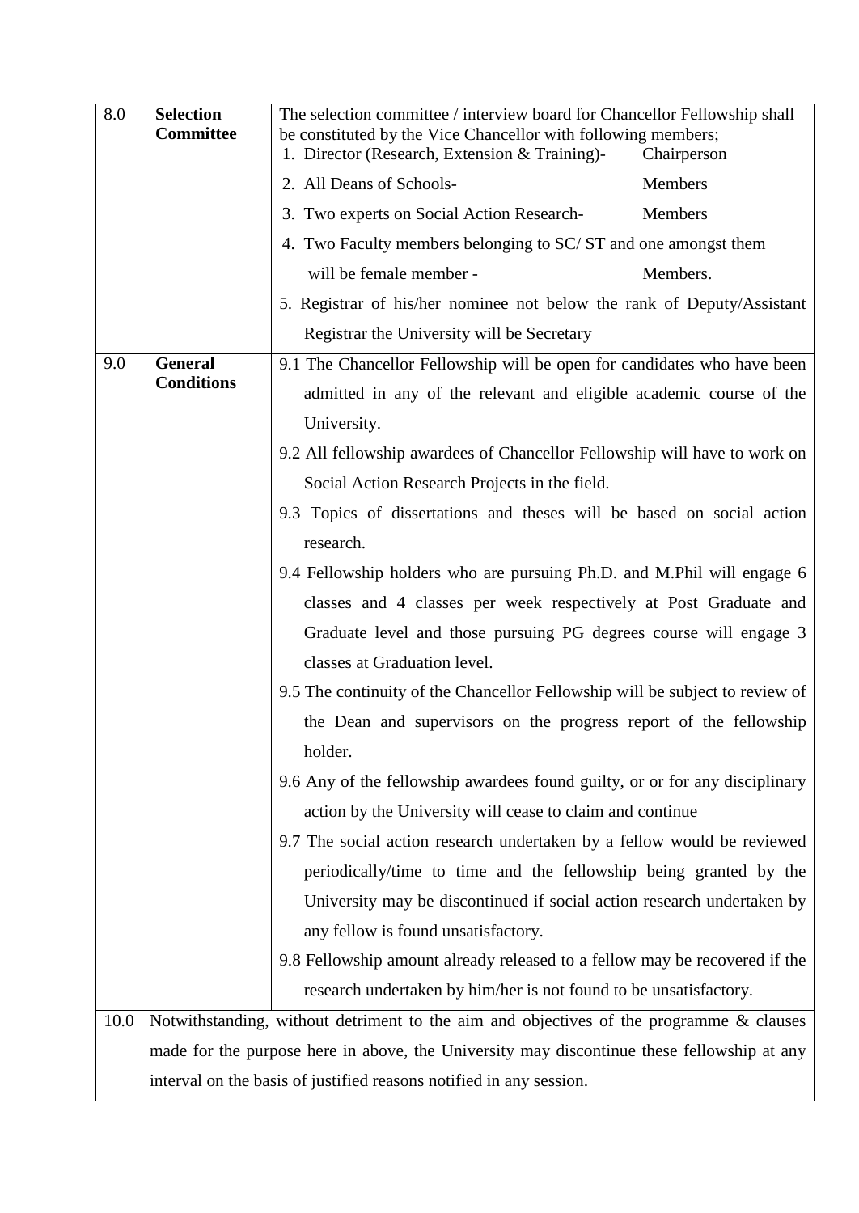| | | |
|---|---|---|
| 8.0 | **Selection Committee** | The selection committee / interview board for Chancellor Fellowship shall be constituted by the Vice Chancellor with following members;<br>1. Director (Research, Extension & Training)- Chairperson<br>2. All Deans of Schools- Members<br>3. Two experts on Social Action Research- Members<br>4. Two Faculty members belonging to SC/ ST and one amongst them will be female member - Members.<br>5. Registrar of his/her nominee not below the rank of Deputy/Assistant Registrar the University will be Secretary |
| 9.0 | **General Conditions** | 9.1 The Chancellor Fellowship will be open for candidates who have been admitted in any of the relevant and eligible academic course of the University.<br>9.2 All fellowship awardees of Chancellor Fellowship will have to work on Social Action Research Projects in the field.<br>9.3 Topics of dissertations and theses will be based on social action research.<br>9.4 Fellowship holders who are pursuing Ph.D. and M.Phil will engage 6 classes and 4 classes per week respectively at Post Graduate and Graduate level and those pursuing PG degrees course will engage 3 classes at Graduation level.<br>9.5 The continuity of the Chancellor Fellowship will be subject to review of the Dean and supervisors on the progress report of the fellowship holder.<br>9.6 Any of the fellowship awardees found guilty, or or for any disciplinary action by the University will cease to claim and continue<br>9.7 The social action research undertaken by a fellow would be reviewed periodically/time to time and the fellowship being granted by the University may be discontinued if social action research undertaken by any fellow is found unsatisfactory.<br>9.8 Fellowship amount already released to a fellow may be recovered if the research undertaken by him/her is not found to be unsatisfactory. |
| 10.0 | Notwithstanding, without detriment to the aim and objectives of the programme & clauses made for the purpose here in above, the University may discontinue these fellowship at any interval on the basis of justified reasons notified in any session. | |